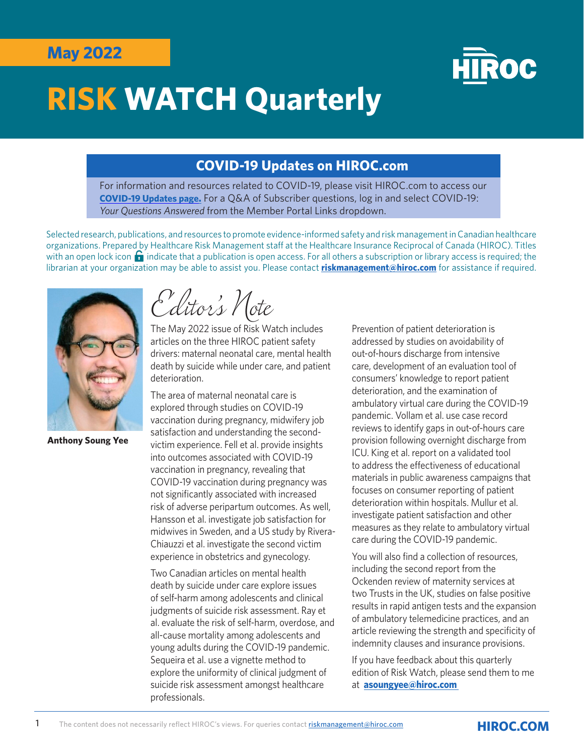May 2022

# RISK WATCH Quarterly

## COVID-19 Updates on HIROC.com

For information and resources related to COVID-19, please visit HIROC.com to access our **COVID-19 Updates page.** For a Q&A of Subscriber questions, log in and select COVID-19: *Your Questions Answered* from the Member Portal Links dropdown.

Selected research, publications, and resources to promote evidence-informed safety and risk management in Canadian healthcare organizations. Prepared by Healthcare Risk Management staff at the Healthcare Insurance Reciprocal of Canada (HIROC). Titles with an open lock icon indicate that a publication is open access. For all others a subscription or library access is required; the librarian at your organization may be able to assist you. Please contact **riskmanagement@hiroc.com** for assistance if required.

**Anthony Soung Yee**

## Editor's Note

The May 2022 issue of Risk Watch includes articles on the three HIROC patient safety drivers: maternal neonatal care, mental health death by suicide while under care, and patient deterioration.

The area of maternal neonatal care is explored through studies on COVID-19 vaccination during pregnancy, midwifery job satisfaction and understanding the second-victim experience. Fell et al. provide insights into outcomes associated with COVID-19 vaccination in pregnancy, revealing that COVID-19 vaccination during pregnancy was not significantly associated with increased risk of adverse peripartum outcomes. As well, Hansson et al. investigate job satisfaction for midwives in Sweden, and a US study by Rivera-Chiauzzi et al. investigate the second victim experience in obstetrics and gynecology.

Two Canadian articles on mental health death by suicide under care explore issues of self-harm among adolescents and clinical judgments of suicide risk assessment. Ray et al. evaluate the risk of self-harm, overdose, and all-cause mortality among adolescents and young adults during the COVID-19 pandemic. Sequeira et al. use a vignette method to explore the uniformity of clinical judgment of suicide risk assessment amongst healthcare professionals.

Prevention of patient deterioration is addressed by studies on avoidability of out-of-hours discharge from intensive care, development of an evaluation tool of consumers' knowledge to report patient deterioration, and the examination of ambulatory virtual care during the COVID-19 pandemic. Vollam et al. use case record reviews to identify gaps in out-of-hours care provision following overnight discharge from ICU. King et al. report on a validated tool to address the effectiveness of educational materials in public awareness campaigns that focuses on consumer reporting of patient deterioration within hospitals. Mullur et al. investigate patient satisfaction and other measures as they relate to ambulatory virtual care during the COVID-19 pandemic.

You will also find a collection of resources, including the second report from the Ockenden review of maternity services at two Trusts in the UK, studies on false positive results in rapid antigen tests and the expansion of ambulatory telemedicine practices, and an article reviewing the strength and specificity of indemnity clauses and insurance provisions.

If you have feedback about this quarterly edition of Risk Watch, please send them to me at **asoungyee@hiroc.com**

The content does not necessarily reflect HIROC's views. For queries contact riskmanagement@hiroc.com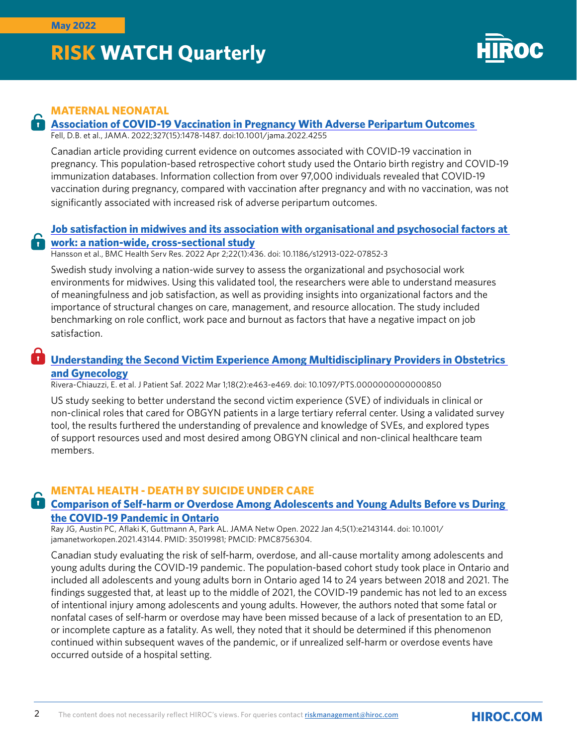## MATERNAL NEONATAL

### Association of COVID-19 Vaccination in Pregnancy With Adverse Peripartum Outcomes

Fell, D.B. et al., JAMA. 2022;327(15):1478-1487. doi:10.1001/jama.2022.4255

Canadian article providing current evidence on outcomes associated with COVID-19 vaccination in pregnancy. This population-based retrospective cohort study used the Ontario birth registry and COVID-19 immunization databases. Information collection from over 97,000 individuals revealed that COVID-19 vaccination during pregnancy, compared with vaccination after pregnancy and with no vaccination, was not significantly associated with increased risk of adverse peripartum outcomes.

### Job satisfaction in midwives and its association with organisational and psychosocial factors at work: a nation-wide, cross-sectional study

Hansson et al., BMC Health Serv Res. 2022 Apr 2;22(1):436. doi: 10.1186/s12913-022-07852-3

Swedish study involving a nation-wide survey to assess the organizational and psychosocial work environments for midwives. Using this validated tool, the researchers were able to understand measures of meaningfulness and job satisfaction, as well as providing insights into organizational factors and the importance of structural changes on care, management, and resource allocation. The study included benchmarking on role conflict, work pace and burnout as factors that have a negative impact on job satisfaction.

### Understanding the Second Victim Experience Among Multidisciplinary Providers in Obstetrics and Gynecology

Rivera-Chiauzzi, E. et al. J Patient Saf. 2022 Mar 1;18(2):e463-e469. doi: 10.1097/PTS.0000000000000850

US study seeking to better understand the second victim experience (SVE) of individuals in clinical or non-clinical roles that cared for OBGYN patients in a large tertiary referral center. Using a validated survey tool, the results furthered the understanding of prevalence and knowledge of SVEs, and explored types of support resources used and most desired among OBGYN clinical and non-clinical healthcare team members.

## MENTAL HEALTH - DEATH BY SUICIDE UNDER CARE

### Comparison of Self-harm or Overdose Among Adolescents and Young Adults Before vs During the COVID-19 Pandemic in Ontario

Ray JG, Austin PC, Aflaki K, Guttmann A, Park AL. JAMA Netw Open. 2022 Jan 4;5(1):e2143144. doi: 10.1001/jamanetworkopen.2021.43144. PMID: 35019981; PMCID: PMC8756304.

Canadian study evaluating the risk of self-harm, overdose, and all-cause mortality among adolescents and young adults during the COVID-19 pandemic. The population-based cohort study took place in Ontario and included all adolescents and young adults born in Ontario aged 14 to 24 years between 2018 and 2021. The findings suggested that, at least up to the middle of 2021, the COVID-19 pandemic has not led to an excess of intentional injury among adolescents and young adults. However, the authors noted that some fatal or nonfatal cases of self-harm or overdose may have been missed because of a lack of presentation to an ED, or incomplete capture as a fatality. As well, they noted that it should be determined if this phenomenon continued within subsequent waves of the pandemic, or if unrealized self-harm or overdose events have occurred outside of a hospital setting.

The content does not necessarily reflect HIROC's views. For queries contact riskmanagement@hiroc.com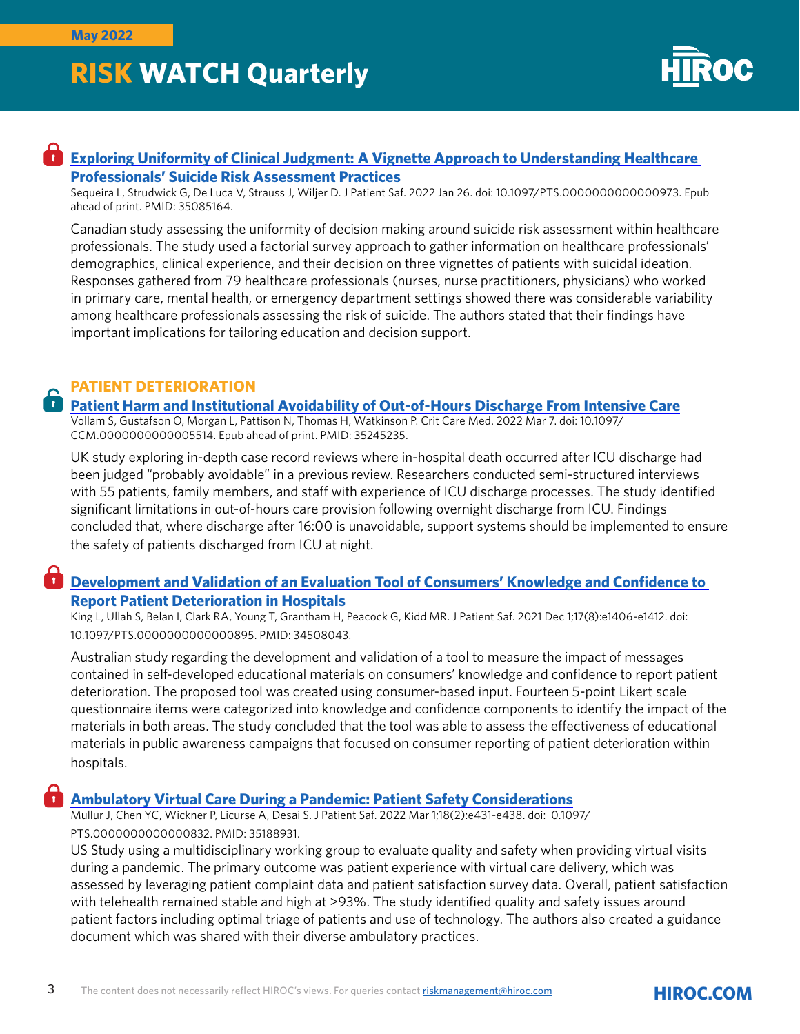**[Exploring Uniformity of Clinical Judgment: A Vignette Approach to Understanding Healthcare Professionals' Suicide Risk Assessment Practices]()**

Sequeira L, Strudwick G, De Luca V, Strauss J, Wiljer D. J Patient Saf. 2022 Jan 26. doi: 10.1097/PTS.0000000000000973. Epub ahead of print. PMID: 35085164.

Canadian study assessing the uniformity of decision making around suicide risk assessment within healthcare professionals. The study used a factorial survey approach to gather information on healthcare professionals' demographics, clinical experience, and their decision on three vignettes of patients with suicidal ideation. Responses gathered from 79 healthcare professionals (nurses, nurse practitioners, physicians) who worked in primary care, mental health, or emergency department settings showed there was considerable variability among healthcare professionals assessing the risk of suicide. The authors stated that their findings have important implications for tailoring education and decision support.

## PATIENT DETERIORATION

**[Patient Harm and Institutional Avoidability of Out-of-Hours Discharge From Intensive Care]()**

Vollam S, Gustafson O, Morgan L, Pattison N, Thomas H, Watkinson P. Crit Care Med. 2022 Mar 7. doi: 10.1097/CCM.0000000000005514. Epub ahead of print. PMID: 35245235.

UK study exploring in-depth case record reviews where in-hospital death occurred after ICU discharge had been judged "probably avoidable" in a previous review. Researchers conducted semi-structured interviews with 55 patients, family members, and staff with experience of ICU discharge processes. The study identified significant limitations in out-of-hours care provision following overnight discharge from ICU. Findings concluded that, where discharge after 16:00 is unavoidable, support systems should be implemented to ensure the safety of patients discharged from ICU at night.

**[Development and Validation of an Evaluation Tool of Consumers' Knowledge and Confidence to Report Patient Deterioration in Hospitals]()**

King L, Ullah S, Belan I, Clark RA, Young T, Grantham H, Peacock G, Kidd MR. J Patient Saf. 2021 Dec 1;17(8):e1406-e1412. doi: 10.1097/PTS.0000000000000895. PMID: 34508043.

Australian study regarding the development and validation of a tool to measure the impact of messages contained in self-developed educational materials on consumers' knowledge and confidence to report patient deterioration. The proposed tool was created using consumer-based input. Fourteen 5-point Likert scale questionnaire items were categorized into knowledge and confidence components to identify the impact of the materials in both areas. The study concluded that the tool was able to assess the effectiveness of educational materials in public awareness campaigns that focused on consumer reporting of patient deterioration within hospitals.

**[Ambulatory Virtual Care During a Pandemic: Patient Safety Considerations]()**

Mullur J, Chen YC, Wickner P, Licurse A, Desai S. J Patient Saf. 2022 Mar 1;18(2):e431-e438. doi: 0.1097/PTS.0000000000000832. PMID: 35188931.

US Study using a multidisciplinary working group to evaluate quality and safety when providing virtual visits during a pandemic. The primary outcome was patient experience with virtual care delivery, which was assessed by leveraging patient complaint data and patient satisfaction survey data. Overall, patient satisfaction with telehealth remained stable and high at >93%. The study identified quality and safety issues around patient factors including optimal triage of patients and use of technology. The authors also created a guidance document which was shared with their diverse ambulatory practices.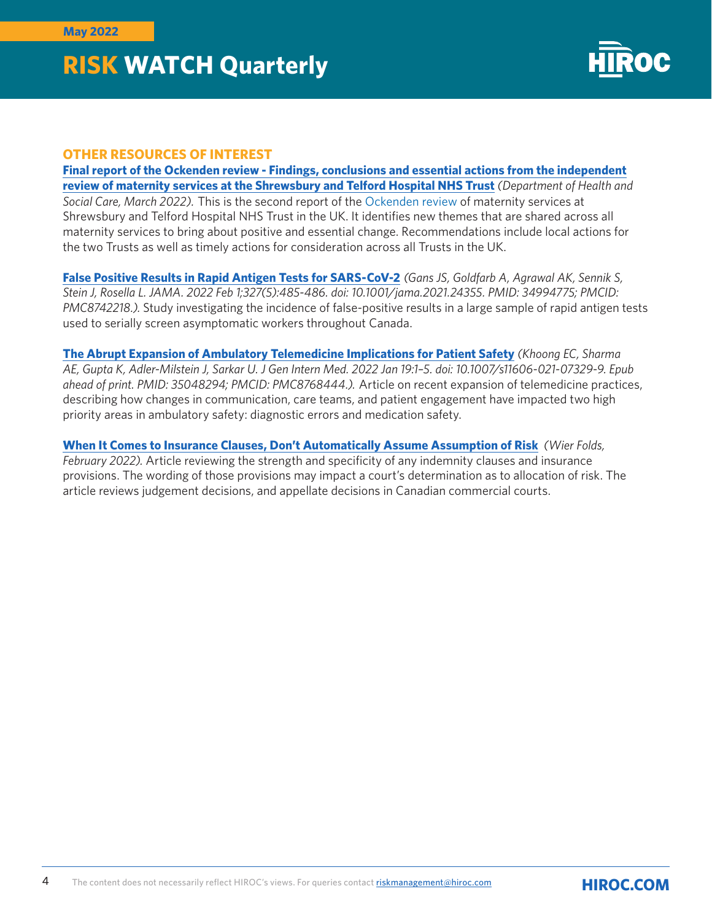## OTHER RESOURCES OF INTEREST

**Final report of the Ockenden review - Findings, conclusions and essential actions from the independent review of maternity services at the Shrewsbury and Telford Hospital NHS Trust** *(Department of Health and Social Care, March 2022).* This is the second report of the Ockenden review of maternity services at Shrewsbury and Telford Hospital NHS Trust in the UK. It identifies new themes that are shared across all maternity services to bring about positive and essential change. Recommendations include local actions for the two Trusts as well as timely actions for consideration across all Trusts in the UK.

**False Positive Results in Rapid Antigen Tests for SARS-CoV-2** *(Gans JS, Goldfarb A, Agrawal AK, Sennik S, Stein J, Rosella L. JAMA. 2022 Feb 1;327(5):485-486. doi: 10.1001/jama.2021.24355. PMID: 34994775; PMCID: PMC8742218.).* Study investigating the incidence of false-positive results in a large sample of rapid antigen tests used to serially screen asymptomatic workers throughout Canada.

**The Abrupt Expansion of Ambulatory Telemedicine Implications for Patient Safety** *(Khoong EC, Sharma AE, Gupta K, Adler-Milstein J, Sarkar U. J Gen Intern Med. 2022 Jan 19:1–5. doi: 10.1007/s11606-021-07329-9. Epub ahead of print. PMID: 35048294; PMCID: PMC8768444.).* Article on recent expansion of telemedicine practices, describing how changes in communication, care teams, and patient engagement have impacted two high priority areas in ambulatory safety: diagnostic errors and medication safety.

**When It Comes to Insurance Clauses, Don't Automatically Assume Assumption of Risk** *(Wier Folds, February 2022).* Article reviewing the strength and specificity of any indemnity clauses and insurance provisions. The wording of those provisions may impact a court's determination as to allocation of risk. The article reviews judgement decisions, and appellate decisions in Canadian commercial courts.